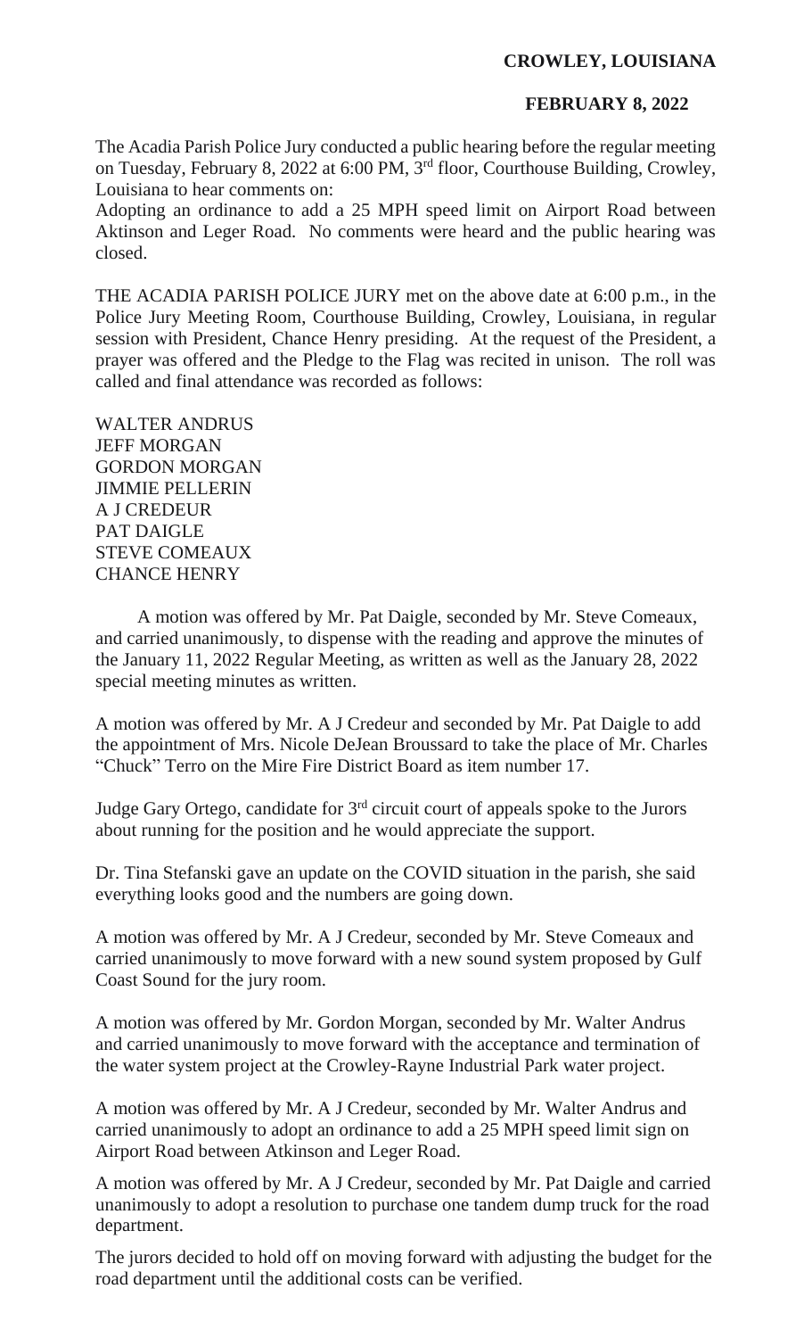**CROWLEY, LOUISIANA**

**FEBRUARY 8, 2022**

The Acadia Parish Police Jury conducted a public hearing before the regular meeting on Tuesday, February 8, 2022 at 6:00 PM, 3rd floor, Courthouse Building, Crowley, Louisiana to hear comments on:

Adopting an ordinance to add a 25 MPH speed limit on Airport Road between Aktinson and Leger Road. No comments were heard and the public hearing was closed.

THE ACADIA PARISH POLICE JURY met on the above date at 6:00 p.m., in the Police Jury Meeting Room, Courthouse Building, Crowley, Louisiana, in regular session with President, Chance Henry presiding. At the request of the President, a prayer was offered and the Pledge to the Flag was recited in unison. The roll was called and final attendance was recorded as follows:

WALTER ANDRUS
JEFF MORGAN
GORDON MORGAN
JIMMIE PELLERIN
A J CREDEUR
PAT DAIGLE
STEVE COMEAUX
CHANCE HENRY

A motion was offered by Mr. Pat Daigle, seconded by Mr. Steve Comeaux, and carried unanimously, to dispense with the reading and approve the minutes of the January 11, 2022 Regular Meeting, as written as well as the January 28, 2022 special meeting minutes as written.

A motion was offered by Mr. A J Credeur and seconded by Mr. Pat Daigle to add the appointment of Mrs. Nicole DeJean Broussard to take the place of Mr. Charles "Chuck" Terro on the Mire Fire District Board as item number 17.

Judge Gary Ortego, candidate for 3rd circuit court of appeals spoke to the Jurors about running for the position and he would appreciate the support.

Dr. Tina Stefanski gave an update on the COVID situation in the parish, she said everything looks good and the numbers are going down.

A motion was offered by Mr. A J Credeur, seconded by Mr. Steve Comeaux and carried unanimously to move forward with a new sound system proposed by Gulf Coast Sound for the jury room.

A motion was offered by Mr. Gordon Morgan, seconded by Mr. Walter Andrus and carried unanimously to move forward with the acceptance and termination of the water system project at the Crowley-Rayne Industrial Park water project.

A motion was offered by Mr. A J Credeur, seconded by Mr. Walter Andrus and carried unanimously to adopt an ordinance to add a 25 MPH speed limit sign on Airport Road between Atkinson and Leger Road.

A motion was offered by Mr. A J Credeur, seconded by Mr. Pat Daigle and carried unanimously to adopt a resolution to purchase one tandem dump truck for the road department.

The jurors decided to hold off on moving forward with adjusting the budget for the road department until the additional costs can be verified.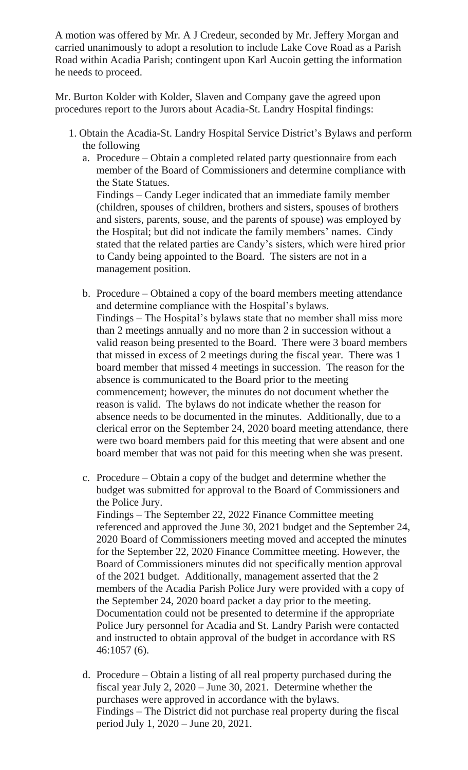A motion was offered by Mr. A J Credeur, seconded by Mr. Jeffery Morgan and carried unanimously to adopt a resolution to include Lake Cove Road as a Parish Road within Acadia Parish; contingent upon Karl Aucoin getting the information he needs to proceed.

Mr. Burton Kolder with Kolder, Slaven and Company gave the agreed upon procedures report to the Jurors about Acadia-St. Landry Hospital findings:

1. Obtain the Acadia-St. Landry Hospital Service District's Bylaws and perform the following
   a. Procedure – Obtain a completed related party questionnaire from each member of the Board of Commissioners and determine compliance with the State Statues.
      Findings – Candy Leger indicated that an immediate family member (children, spouses of children, brothers and sisters, spouses of brothers and sisters, parents, souse, and the parents of spouse) was employed by the Hospital; but did not indicate the family members' names. Cindy stated that the related parties are Candy's sisters, which were hired prior to Candy being appointed to the Board. The sisters are not in a management position.

   b. Procedure – Obtained a copy of the board members meeting attendance and determine compliance with the Hospital's bylaws.
      Findings – The Hospital's bylaws state that no member shall miss more than 2 meetings annually and no more than 2 in succession without a valid reason being presented to the Board. There were 3 board members that missed in excess of 2 meetings during the fiscal year. There was 1 board member that missed 4 meetings in succession. The reason for the absence is communicated to the Board prior to the meeting commencement; however, the minutes do not document whether the reason is valid. The bylaws do not indicate whether the reason for absence needs to be documented in the minutes. Additionally, due to a clerical error on the September 24, 2020 board meeting attendance, there were two board members paid for this meeting that were absent and one board member that was not paid for this meeting when she was present.

   c. Procedure – Obtain a copy of the budget and determine whether the budget was submitted for approval to the Board of Commissioners and the Police Jury.
      Findings – The September 22, 2022 Finance Committee meeting referenced and approved the June 30, 2021 budget and the September 24, 2020 Board of Commissioners meeting moved and accepted the minutes for the September 22, 2020 Finance Committee meeting. However, the Board of Commissioners minutes did not specifically mention approval of the 2021 budget. Additionally, management asserted that the 2 members of the Acadia Parish Police Jury were provided with a copy of the September 24, 2020 board packet a day prior to the meeting. Documentation could not be presented to determine if the appropriate Police Jury personnel for Acadia and St. Landry Parish were contacted and instructed to obtain approval of the budget in accordance with RS 46:1057 (6).

   d. Procedure – Obtain a listing of all real property purchased during the fiscal year July 2, 2020 – June 30, 2021. Determine whether the purchases were approved in accordance with the bylaws.
      Findings – The District did not purchase real property during the fiscal period July 1, 2020 – June 20, 2021.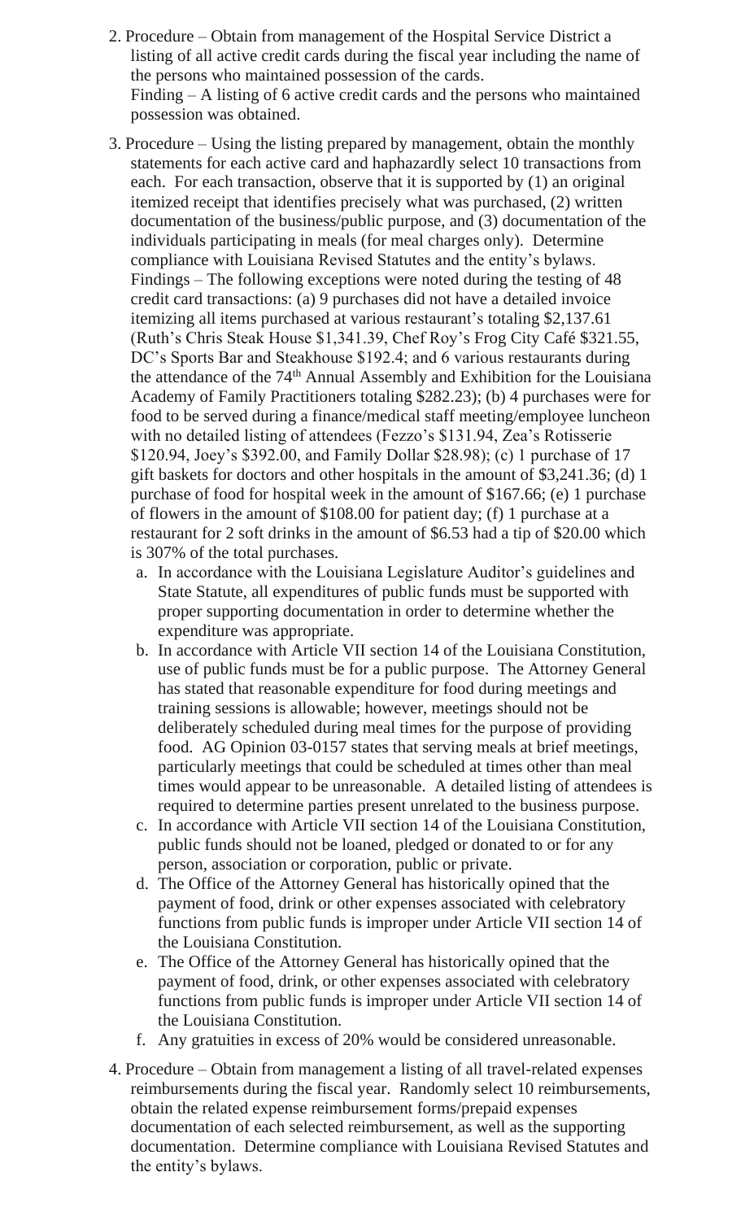2. Procedure – Obtain from management of the Hospital Service District a listing of all active credit cards during the fiscal year including the name of the persons who maintained possession of the cards.
   Finding – A listing of 6 active credit cards and the persons who maintained possession was obtained.

3. Procedure – Using the listing prepared by management, obtain the monthly statements for each active card and haphazardly select 10 transactions from each. For each transaction, observe that it is supported by (1) an original itemized receipt that identifies precisely what was purchased, (2) written documentation of the business/public purpose, and (3) documentation of the individuals participating in meals (for meal charges only). Determine compliance with Louisiana Revised Statutes and the entity's bylaws.
   Findings – The following exceptions were noted during the testing of 48 credit card transactions: (a) 9 purchases did not have a detailed invoice itemizing all items purchased at various restaurant's totaling $2,137.61 (Ruth's Chris Steak House $1,341.39, Chef Roy's Frog City Café $321.55, DC's Sports Bar and Steakhouse $192.4; and 6 various restaurants during the attendance of the 74th Annual Assembly and Exhibition for the Louisiana Academy of Family Practitioners totaling $282.23); (b) 4 purchases were for food to be served during a finance/medical staff meeting/employee luncheon with no detailed listing of attendees (Fezzo's $131.94, Zea's Rotisserie $120.94, Joey's $392.00, and Family Dollar $28.98); (c) 1 purchase of 17 gift baskets for doctors and other hospitals in the amount of $3,241.36; (d) 1 purchase of food for hospital week in the amount of $167.66; (e) 1 purchase of flowers in the amount of $108.00 for patient day; (f) 1 purchase at a restaurant for 2 soft drinks in the amount of $6.53 had a tip of $20.00 which is 307% of the total purchases.

   a. In accordance with the Louisiana Legislature Auditor's guidelines and State Statute, all expenditures of public funds must be supported with proper supporting documentation in order to determine whether the expenditure was appropriate.
   b. In accordance with Article VII section 14 of the Louisiana Constitution, use of public funds must be for a public purpose. The Attorney General has stated that reasonable expenditure for food during meetings and training sessions is allowable; however, meetings should not be deliberately scheduled during meal times for the purpose of providing food. AG Opinion 03-0157 states that serving meals at brief meetings, particularly meetings that could be scheduled at times other than meal times would appear to be unreasonable. A detailed listing of attendees is required to determine parties present unrelated to the business purpose.
   c. In accordance with Article VII section 14 of the Louisiana Constitution, public funds should not be loaned, pledged or donated to or for any person, association or corporation, public or private.
   d. The Office of the Attorney General has historically opined that the payment of food, drink or other expenses associated with celebratory functions from public funds is improper under Article VII section 14 of the Louisiana Constitution.
   e. The Office of the Attorney General has historically opined that the payment of food, drink, or other expenses associated with celebratory functions from public funds is improper under Article VII section 14 of the Louisiana Constitution.
   f. Any gratuities in excess of 20% would be considered unreasonable.

4. Procedure – Obtain from management a listing of all travel-related expenses reimbursements during the fiscal year. Randomly select 10 reimbursements, obtain the related expense reimbursement forms/prepaid expenses documentation of each selected reimbursement, as well as the supporting documentation. Determine compliance with Louisiana Revised Statutes and the entity's bylaws.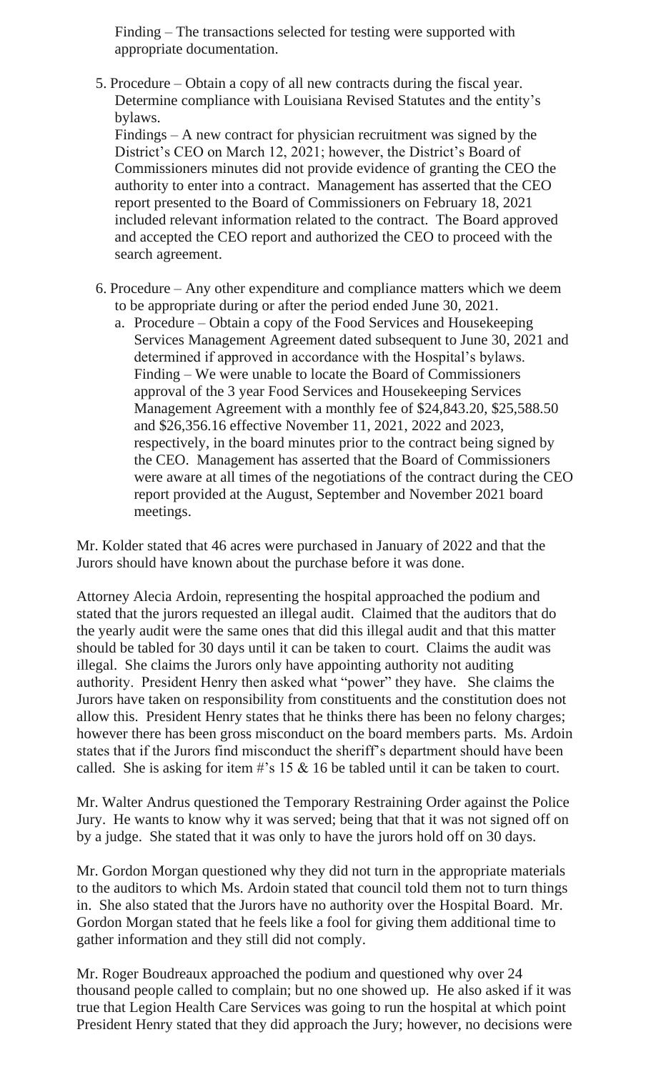Finding – The transactions selected for testing were supported with appropriate documentation.

5. Procedure – Obtain a copy of all new contracts during the fiscal year. Determine compliance with Louisiana Revised Statutes and the entity's bylaws.
   Findings – A new contract for physician recruitment was signed by the District's CEO on March 12, 2021; however, the District's Board of Commissioners minutes did not provide evidence of granting the CEO the authority to enter into a contract. Management has asserted that the CEO report presented to the Board of Commissioners on February 18, 2021 included relevant information related to the contract. The Board approved and accepted the CEO report and authorized the CEO to proceed with the search agreement.

6. Procedure – Any other expenditure and compliance matters which we deem to be appropriate during or after the period ended June 30, 2021.
   a. Procedure – Obtain a copy of the Food Services and Housekeeping Services Management Agreement dated subsequent to June 30, 2021 and determined if approved in accordance with the Hospital's bylaws.
      Finding – We were unable to locate the Board of Commissioners approval of the 3 year Food Services and Housekeeping Services Management Agreement with a monthly fee of $24,843.20, $25,588.50 and $26,356.16 effective November 11, 2021, 2022 and 2023, respectively, in the board minutes prior to the contract being signed by the CEO. Management has asserted that the Board of Commissioners were aware at all times of the negotiations of the contract during the CEO report provided at the August, September and November 2021 board meetings.

Mr. Kolder stated that 46 acres were purchased in January of 2022 and that the Jurors should have known about the purchase before it was done.

Attorney Alecia Ardoin, representing the hospital approached the podium and stated that the jurors requested an illegal audit. Claimed that the auditors that do the yearly audit were the same ones that did this illegal audit and that this matter should be tabled for 30 days until it can be taken to court. Claims the audit was illegal. She claims the Jurors only have appointing authority not auditing authority. President Henry then asked what "power" they have. She claims the Jurors have taken on responsibility from constituents and the constitution does not allow this. President Henry states that he thinks there has been no felony charges; however there has been gross misconduct on the board members parts. Ms. Ardoin states that if the Jurors find misconduct the sheriff's department should have been called. She is asking for item #'s 15 & 16 be tabled until it can be taken to court.

Mr. Walter Andrus questioned the Temporary Restraining Order against the Police Jury. He wants to know why it was served; being that that it was not signed off on by a judge. She stated that it was only to have the jurors hold off on 30 days.

Mr. Gordon Morgan questioned why they did not turn in the appropriate materials to the auditors to which Ms. Ardoin stated that council told them not to turn things in. She also stated that the Jurors have no authority over the Hospital Board. Mr. Gordon Morgan stated that he feels like a fool for giving them additional time to gather information and they still did not comply.

Mr. Roger Boudreaux approached the podium and questioned why over 24 thousand people called to complain; but no one showed up. He also asked if it was true that Legion Health Care Services was going to run the hospital at which point President Henry stated that they did approach the Jury; however, no decisions were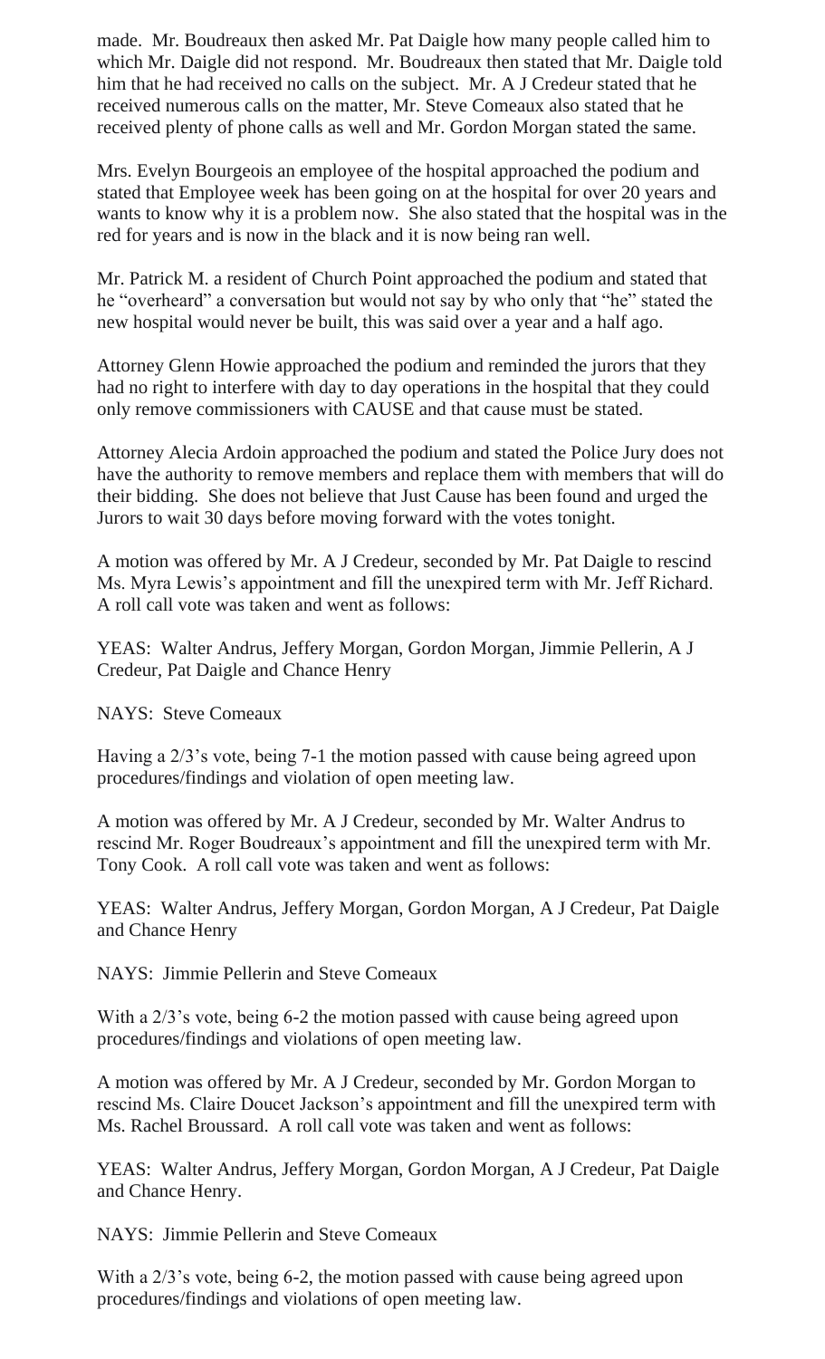made. Mr. Boudreaux then asked Mr. Pat Daigle how many people called him to which Mr. Daigle did not respond. Mr. Boudreaux then stated that Mr. Daigle told him that he had received no calls on the subject. Mr. A J Credeur stated that he received numerous calls on the matter, Mr. Steve Comeaux also stated that he received plenty of phone calls as well and Mr. Gordon Morgan stated the same.

Mrs. Evelyn Bourgeois an employee of the hospital approached the podium and stated that Employee week has been going on at the hospital for over 20 years and wants to know why it is a problem now. She also stated that the hospital was in the red for years and is now in the black and it is now being ran well.

Mr. Patrick M. a resident of Church Point approached the podium and stated that he "overheard" a conversation but would not say by who only that "he" stated the new hospital would never be built, this was said over a year and a half ago.

Attorney Glenn Howie approached the podium and reminded the jurors that they had no right to interfere with day to day operations in the hospital that they could only remove commissioners with CAUSE and that cause must be stated.

Attorney Alecia Ardoin approached the podium and stated the Police Jury does not have the authority to remove members and replace them with members that will do their bidding. She does not believe that Just Cause has been found and urged the Jurors to wait 30 days before moving forward with the votes tonight.

A motion was offered by Mr. A J Credeur, seconded by Mr. Pat Daigle to rescind Ms. Myra Lewis's appointment and fill the unexpired term with Mr. Jeff Richard. A roll call vote was taken and went as follows:

YEAS: Walter Andrus, Jeffery Morgan, Gordon Morgan, Jimmie Pellerin, A J Credeur, Pat Daigle and Chance Henry

NAYS: Steve Comeaux

Having a 2/3's vote, being 7-1 the motion passed with cause being agreed upon procedures/findings and violation of open meeting law.

A motion was offered by Mr. A J Credeur, seconded by Mr. Walter Andrus to rescind Mr. Roger Boudreaux's appointment and fill the unexpired term with Mr. Tony Cook. A roll call vote was taken and went as follows:

YEAS: Walter Andrus, Jeffery Morgan, Gordon Morgan, A J Credeur, Pat Daigle and Chance Henry

NAYS: Jimmie Pellerin and Steve Comeaux

With a 2/3's vote, being 6-2 the motion passed with cause being agreed upon procedures/findings and violations of open meeting law.

A motion was offered by Mr. A J Credeur, seconded by Mr. Gordon Morgan to rescind Ms. Claire Doucet Jackson's appointment and fill the unexpired term with Ms. Rachel Broussard. A roll call vote was taken and went as follows:

YEAS: Walter Andrus, Jeffery Morgan, Gordon Morgan, A J Credeur, Pat Daigle and Chance Henry.

NAYS: Jimmie Pellerin and Steve Comeaux

With a 2/3's vote, being 6-2, the motion passed with cause being agreed upon procedures/findings and violations of open meeting law.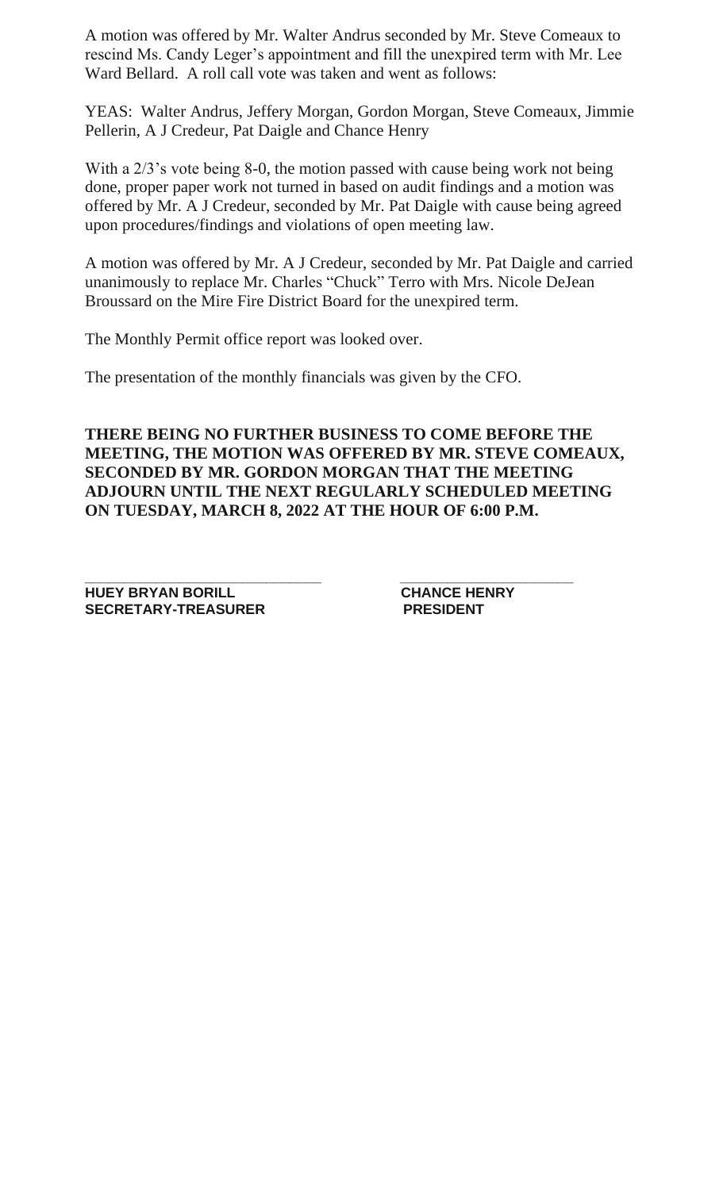A motion was offered by Mr. Walter Andrus seconded by Mr. Steve Comeaux to rescind Ms. Candy Leger's appointment and fill the unexpired term with Mr. Lee Ward Bellard. A roll call vote was taken and went as follows:

YEAS: Walter Andrus, Jeffery Morgan, Gordon Morgan, Steve Comeaux, Jimmie Pellerin, A J Credeur, Pat Daigle and Chance Henry

With a 2/3's vote being 8-0, the motion passed with cause being work not being done, proper paper work not turned in based on audit findings and a motion was offered by Mr. A J Credeur, seconded by Mr. Pat Daigle with cause being agreed upon procedures/findings and violations of open meeting law.

A motion was offered by Mr. A J Credeur, seconded by Mr. Pat Daigle and carried unanimously to replace Mr. Charles "Chuck" Terro with Mrs. Nicole DeJean Broussard on the Mire Fire District Board for the unexpired term.

The Monthly Permit office report was looked over.

The presentation of the monthly financials was given by the CFO.

**THERE BEING NO FURTHER BUSINESS TO COME BEFORE THE MEETING, THE MOTION WAS OFFERED BY MR. STEVE COMEAUX, SECONDED BY MR. GORDON MORGAN THAT THE MEETING ADJOURN UNTIL THE NEXT REGULARLY SCHEDULED MEETING ON TUESDAY, MARCH 8, 2022 AT THE HOUR OF 6:00 P.M.**

| | |
|---|---|
| \_\_\_\_\_\_\_\_\_\_\_\_\_\_\_\_\_\_\_\_\_\_\_\_\_\_\_\_ | \_\_\_\_\_\_\_\_\_\_\_\_\_\_\_\_\_\_\_\_\_\_\_\_ |
| **HUEY BRYAN BORILL** | **CHANCE HENRY** |
| **SECRETARY-TREASURER** | **PRESIDENT** |